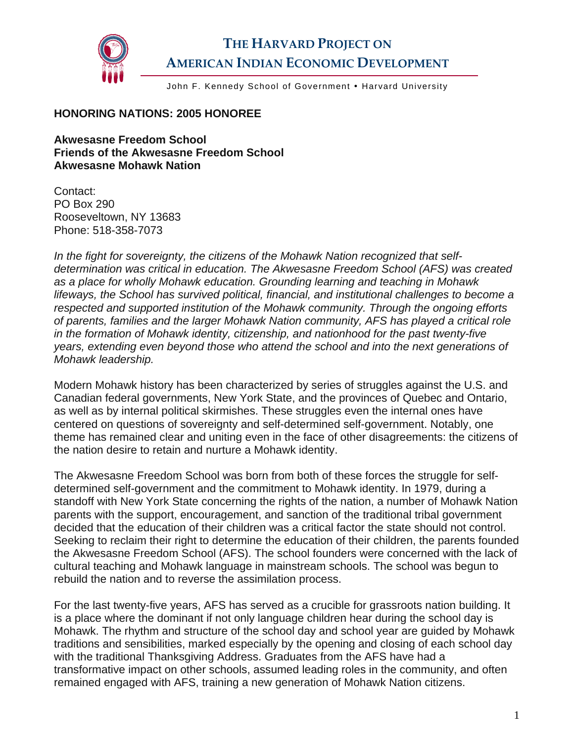# THE HARVARD PROJECT ON AMERICAN INDIAN ECONOMIC DEVELOPMENT

John F. Kennedy School of Government • Harvard University

**HONORING NATIONS: 2005 HONOREE**

**Akwesasne Freedom School**
**Friends of the Akwesasne Freedom School**
**Akwesasne Mohawk Nation**

Contact:
PO Box 290
Rooseveltown, NY 13683
Phone: 518-358-7073

*In the fight for sovereignty, the citizens of the Mohawk Nation recognized that self-determination was critical in education. The Akwesasne Freedom School (AFS) was created as a place for wholly Mohawk education. Grounding learning and teaching in Mohawk lifeways, the School has survived political, financial, and institutional challenges to become a respected and supported institution of the Mohawk community. Through the ongoing efforts of parents, families and the larger Mohawk Nation community, AFS has played a critical role in the formation of Mohawk identity, citizenship, and nationhood for the past twenty-five years, extending even beyond those who attend the school and into the next generations of Mohawk leadership.*

Modern Mohawk history has been characterized by series of struggles against the U.S. and Canadian federal governments, New York State, and the provinces of Quebec and Ontario, as well as by internal political skirmishes. These struggles even the internal ones have centered on questions of sovereignty and self-determined self-government. Notably, one theme has remained clear and uniting even in the face of other disagreements: the citizens of the nation desire to retain and nurture a Mohawk identity.

The Akwesasne Freedom School was born from both of these forces the struggle for self-determined self-government and the commitment to Mohawk identity. In 1979, during a standoff with New York State concerning the rights of the nation, a number of Mohawk Nation parents with the support, encouragement, and sanction of the traditional tribal government decided that the education of their children was a critical factor the state should not control. Seeking to reclaim their right to determine the education of their children, the parents founded the Akwesasne Freedom School (AFS). The school founders were concerned with the lack of cultural teaching and Mohawk language in mainstream schools. The school was begun to rebuild the nation and to reverse the assimilation process.

For the last twenty-five years, AFS has served as a crucible for grassroots nation building. It is a place where the dominant if not only language children hear during the school day is Mohawk. The rhythm and structure of the school day and school year are guided by Mohawk traditions and sensibilities, marked especially by the opening and closing of each school day with the traditional Thanksgiving Address. Graduates from the AFS have had a transformative impact on other schools, assumed leading roles in the community, and often remained engaged with AFS, training a new generation of Mohawk Nation citizens.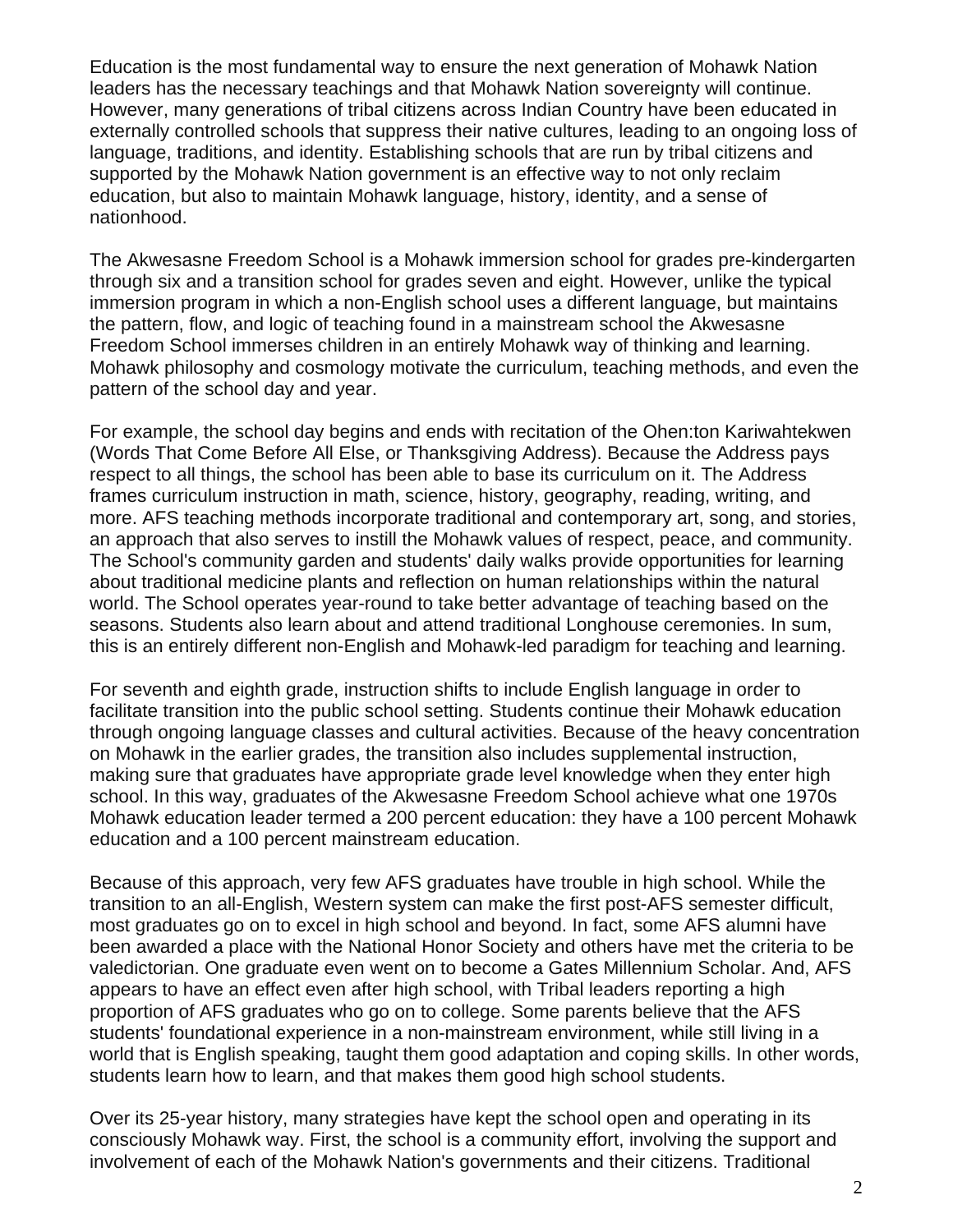Education is the most fundamental way to ensure the next generation of Mohawk Nation leaders has the necessary teachings and that Mohawk Nation sovereignty will continue. However, many generations of tribal citizens across Indian Country have been educated in externally controlled schools that suppress their native cultures, leading to an ongoing loss of language, traditions, and identity. Establishing schools that are run by tribal citizens and supported by the Mohawk Nation government is an effective way to not only reclaim education, but also to maintain Mohawk language, history, identity, and a sense of nationhood.

The Akwesasne Freedom School is a Mohawk immersion school for grades pre-kindergarten through six and a transition school for grades seven and eight. However, unlike the typical immersion program in which a non-English school uses a different language, but maintains the pattern, flow, and logic of teaching found in a mainstream school the Akwesasne Freedom School immerses children in an entirely Mohawk way of thinking and learning. Mohawk philosophy and cosmology motivate the curriculum, teaching methods, and even the pattern of the school day and year.

For example, the school day begins and ends with recitation of the Ohen:ton Kariwahtekwen (Words That Come Before All Else, or Thanksgiving Address). Because the Address pays respect to all things, the school has been able to base its curriculum on it. The Address frames curriculum instruction in math, science, history, geography, reading, writing, and more. AFS teaching methods incorporate traditional and contemporary art, song, and stories, an approach that also serves to instill the Mohawk values of respect, peace, and community. The School's community garden and students' daily walks provide opportunities for learning about traditional medicine plants and reflection on human relationships within the natural world. The School operates year-round to take better advantage of teaching based on the seasons. Students also learn about and attend traditional Longhouse ceremonies. In sum, this is an entirely different non-English and Mohawk-led paradigm for teaching and learning.

For seventh and eighth grade, instruction shifts to include English language in order to facilitate transition into the public school setting. Students continue their Mohawk education through ongoing language classes and cultural activities. Because of the heavy concentration on Mohawk in the earlier grades, the transition also includes supplemental instruction, making sure that graduates have appropriate grade level knowledge when they enter high school. In this way, graduates of the Akwesasne Freedom School achieve what one 1970s Mohawk education leader termed a 200 percent education: they have a 100 percent Mohawk education and a 100 percent mainstream education.

Because of this approach, very few AFS graduates have trouble in high school. While the transition to an all-English, Western system can make the first post-AFS semester difficult, most graduates go on to excel in high school and beyond. In fact, some AFS alumni have been awarded a place with the National Honor Society and others have met the criteria to be valedictorian. One graduate even went on to become a Gates Millennium Scholar. And, AFS appears to have an effect even after high school, with Tribal leaders reporting a high proportion of AFS graduates who go on to college. Some parents believe that the AFS students' foundational experience in a non-mainstream environment, while still living in a world that is English speaking, taught them good adaptation and coping skills. In other words, students learn how to learn, and that makes them good high school students.

Over its 25-year history, many strategies have kept the school open and operating in its consciously Mohawk way. First, the school is a community effort, involving the support and involvement of each of the Mohawk Nation's governments and their citizens. Traditional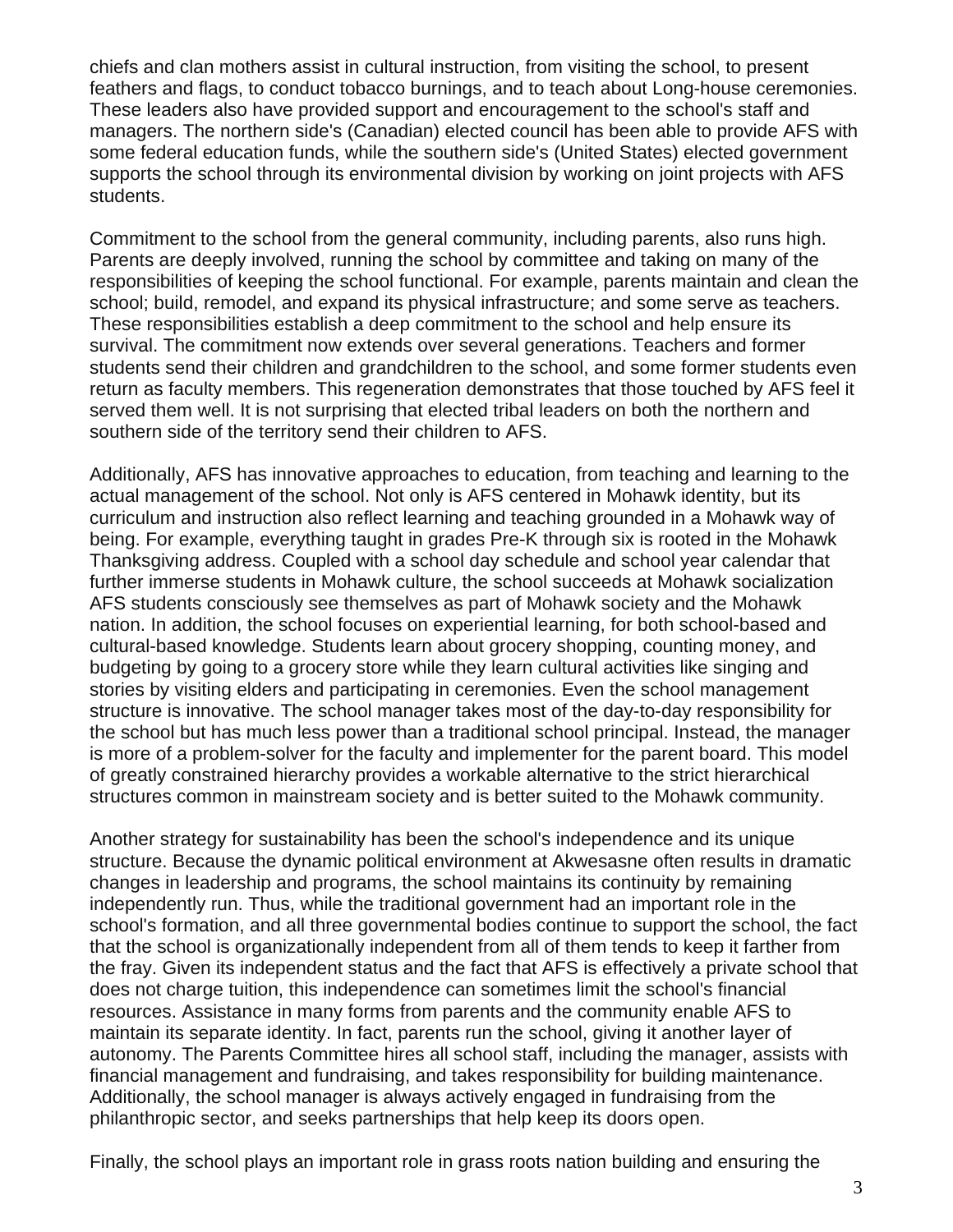chiefs and clan mothers assist in cultural instruction, from visiting the school, to present feathers and flags, to conduct tobacco burnings, and to teach about Long-house ceremonies. These leaders also have provided support and encouragement to the school's staff and managers. The northern side's (Canadian) elected council has been able to provide AFS with some federal education funds, while the southern side's (United States) elected government supports the school through its environmental division by working on joint projects with AFS students.

Commitment to the school from the general community, including parents, also runs high. Parents are deeply involved, running the school by committee and taking on many of the responsibilities of keeping the school functional. For example, parents maintain and clean the school; build, remodel, and expand its physical infrastructure; and some serve as teachers. These responsibilities establish a deep commitment to the school and help ensure its survival. The commitment now extends over several generations. Teachers and former students send their children and grandchildren to the school, and some former students even return as faculty members. This regeneration demonstrates that those touched by AFS feel it served them well. It is not surprising that elected tribal leaders on both the northern and southern side of the territory send their children to AFS.

Additionally, AFS has innovative approaches to education, from teaching and learning to the actual management of the school. Not only is AFS centered in Mohawk identity, but its curriculum and instruction also reflect learning and teaching grounded in a Mohawk way of being. For example, everything taught in grades Pre-K through six is rooted in the Mohawk Thanksgiving address. Coupled with a school day schedule and school year calendar that further immerse students in Mohawk culture, the school succeeds at Mohawk socialization AFS students consciously see themselves as part of Mohawk society and the Mohawk nation. In addition, the school focuses on experiential learning, for both school-based and cultural-based knowledge. Students learn about grocery shopping, counting money, and budgeting by going to a grocery store while they learn cultural activities like singing and stories by visiting elders and participating in ceremonies. Even the school management structure is innovative. The school manager takes most of the day-to-day responsibility for the school but has much less power than a traditional school principal. Instead, the manager is more of a problem-solver for the faculty and implementer for the parent board. This model of greatly constrained hierarchy provides a workable alternative to the strict hierarchical structures common in mainstream society and is better suited to the Mohawk community.

Another strategy for sustainability has been the school's independence and its unique structure. Because the dynamic political environment at Akwesasne often results in dramatic changes in leadership and programs, the school maintains its continuity by remaining independently run. Thus, while the traditional government had an important role in the school's formation, and all three governmental bodies continue to support the school, the fact that the school is organizationally independent from all of them tends to keep it farther from the fray. Given its independent status and the fact that AFS is effectively a private school that does not charge tuition, this independence can sometimes limit the school's financial resources. Assistance in many forms from parents and the community enable AFS to maintain its separate identity. In fact, parents run the school, giving it another layer of autonomy. The Parents Committee hires all school staff, including the manager, assists with financial management and fundraising, and takes responsibility for building maintenance. Additionally, the school manager is always actively engaged in fundraising from the philanthropic sector, and seeks partnerships that help keep its doors open.

Finally, the school plays an important role in grass roots nation building and ensuring the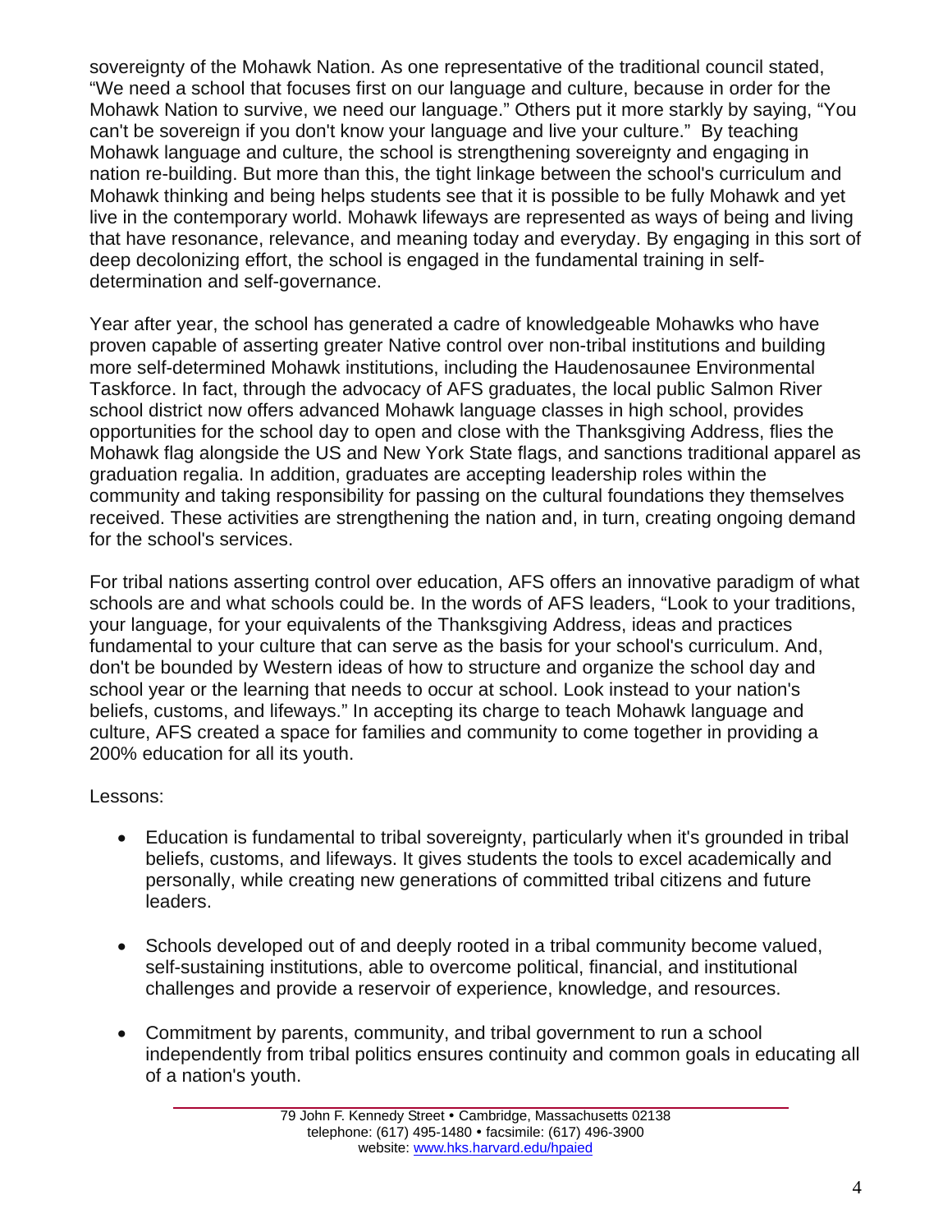sovereignty of the Mohawk Nation. As one representative of the traditional council stated, "We need a school that focuses first on our language and culture, because in order for the Mohawk Nation to survive, we need our language." Others put it more starkly by saying, "You can't be sovereign if you don't know your language and live your culture." By teaching Mohawk language and culture, the school is strengthening sovereignty and engaging in nation re-building. But more than this, the tight linkage between the school's curriculum and Mohawk thinking and being helps students see that it is possible to be fully Mohawk and yet live in the contemporary world. Mohawk lifeways are represented as ways of being and living that have resonance, relevance, and meaning today and everyday. By engaging in this sort of deep decolonizing effort, the school is engaged in the fundamental training in self-determination and self-governance.

Year after year, the school has generated a cadre of knowledgeable Mohawks who have proven capable of asserting greater Native control over non-tribal institutions and building more self-determined Mohawk institutions, including the Haudenosaunee Environmental Taskforce. In fact, through the advocacy of AFS graduates, the local public Salmon River school district now offers advanced Mohawk language classes in high school, provides opportunities for the school day to open and close with the Thanksgiving Address, flies the Mohawk flag alongside the US and New York State flags, and sanctions traditional apparel as graduation regalia. In addition, graduates are accepting leadership roles within the community and taking responsibility for passing on the cultural foundations they themselves received. These activities are strengthening the nation and, in turn, creating ongoing demand for the school's services.

For tribal nations asserting control over education, AFS offers an innovative paradigm of what schools are and what schools could be. In the words of AFS leaders, "Look to your traditions, your language, for your equivalents of the Thanksgiving Address, ideas and practices fundamental to your culture that can serve as the basis for your school's curriculum. And, don't be bounded by Western ideas of how to structure and organize the school day and school year or the learning that needs to occur at school. Look instead to your nation's beliefs, customs, and lifeways." In accepting its charge to teach Mohawk language and culture, AFS created a space for families and community to come together in providing a 200% education for all its youth.

Lessons:

- Education is fundamental to tribal sovereignty, particularly when it's grounded in tribal beliefs, customs, and lifeways. It gives students the tools to excel academically and personally, while creating new generations of committed tribal citizens and future leaders.

- Schools developed out of and deeply rooted in a tribal community become valued, self-sustaining institutions, able to overcome political, financial, and institutional challenges and provide a reservoir of experience, knowledge, and resources.

- Commitment by parents, community, and tribal government to run a school independently from tribal politics ensures continuity and common goals in educating all of a nation's youth.